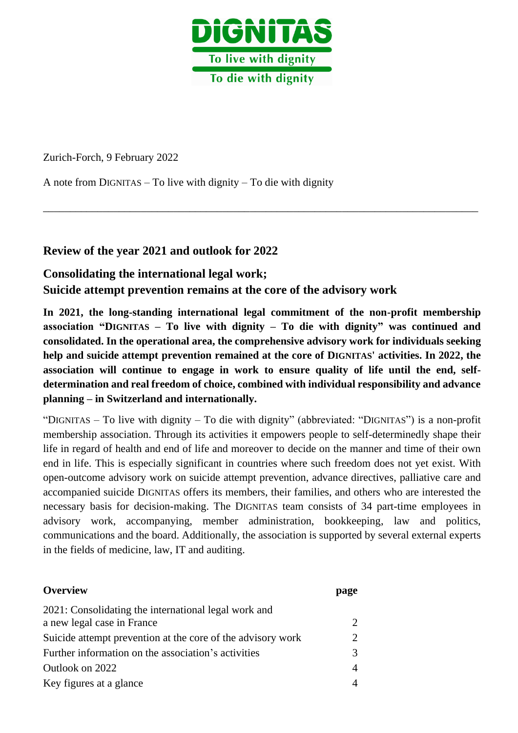DIGNITAS

To live with dignity

To die with dignity

Zurich-Forch, 9 February 2022

A note from DIGNITAS – To live with dignity – To die with dignity

---

## Review of the year 2021 and outlook for 2022

## Consolidating the international legal work; Suicide attempt prevention remains at the core of the advisory work

**In 2021, the long-standing international legal commitment of the non-profit membership association "DIGNITAS – To live with dignity – To die with dignity" was continued and consolidated. In the operational area, the comprehensive advisory work for individuals seeking help and suicide attempt prevention remained at the core of DIGNITAS' activities. In 2022, the association will continue to engage in work to ensure quality of life until the end, self-determination and real freedom of choice, combined with individual responsibility and advance planning – in Switzerland and internationally.**

"DIGNITAS – To live with dignity – To die with dignity" (abbreviated: "DIGNITAS") is a non-profit membership association. Through its activities it empowers people to self-determinedly shape their life in regard of health and end of life and moreover to decide on the manner and time of their own end in life. This is especially significant in countries where such freedom does not yet exist. With open-outcome advisory work on suicide attempt prevention, advance directives, palliative care and accompanied suicide DIGNITAS offers its members, their families, and others who are interested the necessary basis for decision-making. The DIGNITAS team consists of 34 part-time employees in advisory work, accompanying, member administration, bookkeeping, law and politics, communications and the board. Additionally, the association is supported by several external experts in the fields of medicine, law, IT and auditing.

| Overview | page |
|---|---|
| 2021: Consolidating the international legal work and a new legal case in France | 2 |
| Suicide attempt prevention at the core of the advisory work | 2 |
| Further information on the association's activities | 3 |
| Outlook on 2022 | 4 |
| Key figures at a glance | 4 |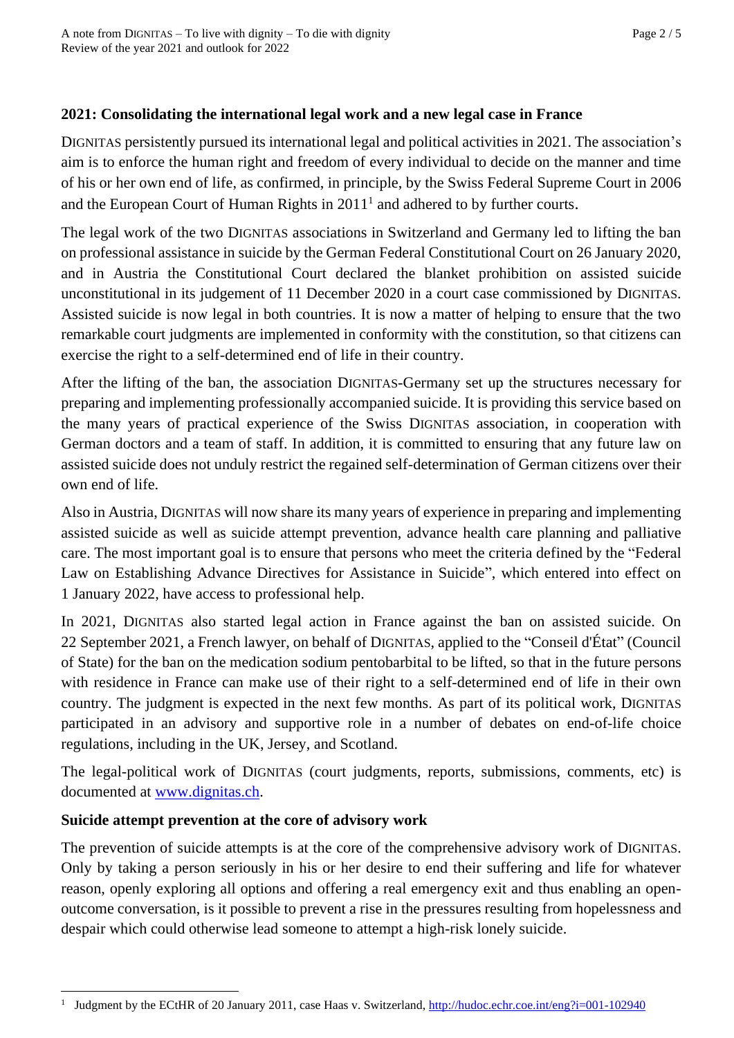## 2021: Consolidating the international legal work and a new legal case in France

DIGNITAS persistently pursued its international legal and political activities in 2021. The association's aim is to enforce the human right and freedom of every individual to decide on the manner and time of his or her own end of life, as confirmed, in principle, by the Swiss Federal Supreme Court in 2006 and the European Court of Human Rights in 2011[1] and adhered to by further courts.

The legal work of the two DIGNITAS associations in Switzerland and Germany led to lifting the ban on professional assistance in suicide by the German Federal Constitutional Court on 26 January 2020, and in Austria the Constitutional Court declared the blanket prohibition on assisted suicide unconstitutional in its judgement of 11 December 2020 in a court case commissioned by DIGNITAS. Assisted suicide is now legal in both countries. It is now a matter of helping to ensure that the two remarkable court judgments are implemented in conformity with the constitution, so that citizens can exercise the right to a self-determined end of life in their country.

After the lifting of the ban, the association DIGNITAS-Germany set up the structures necessary for preparing and implementing professionally accompanied suicide. It is providing this service based on the many years of practical experience of the Swiss DIGNITAS association, in cooperation with German doctors and a team of staff. In addition, it is committed to ensuring that any future law on assisted suicide does not unduly restrict the regained self-determination of German citizens over their own end of life.

Also in Austria, DIGNITAS will now share its many years of experience in preparing and implementing assisted suicide as well as suicide attempt prevention, advance health care planning and palliative care. The most important goal is to ensure that persons who meet the criteria defined by the "Federal Law on Establishing Advance Directives for Assistance in Suicide", which entered into effect on 1 January 2022, have access to professional help.

In 2021, DIGNITAS also started legal action in France against the ban on assisted suicide. On 22 September 2021, a French lawyer, on behalf of DIGNITAS, applied to the "Conseil d'État" (Council of State) for the ban on the medication sodium pentobarbital to be lifted, so that in the future persons with residence in France can make use of their right to a self-determined end of life in their own country. The judgment is expected in the next few months. As part of its political work, DIGNITAS participated in an advisory and supportive role in a number of debates on end-of-life choice regulations, including in the UK, Jersey, and Scotland.

The legal-political work of DIGNITAS (court judgments, reports, submissions, comments, etc) is documented at [www.dignitas.ch](http://www.dignitas.ch).

## Suicide attempt prevention at the core of advisory work

The prevention of suicide attempts is at the core of the comprehensive advisory work of DIGNITAS. Only by taking a person seriously in his or her desire to end their suffering and life for whatever reason, openly exploring all options and offering a real emergency exit and thus enabling an open-outcome conversation, is it possible to prevent a rise in the pressures resulting from hopelessness and despair which could otherwise lead someone to attempt a high-risk lonely suicide.

---

[1] Judgment by the ECtHR of 20 January 2011, case Haas v. Switzerland, http://hudoc.echr.coe.int/eng?i=001-102940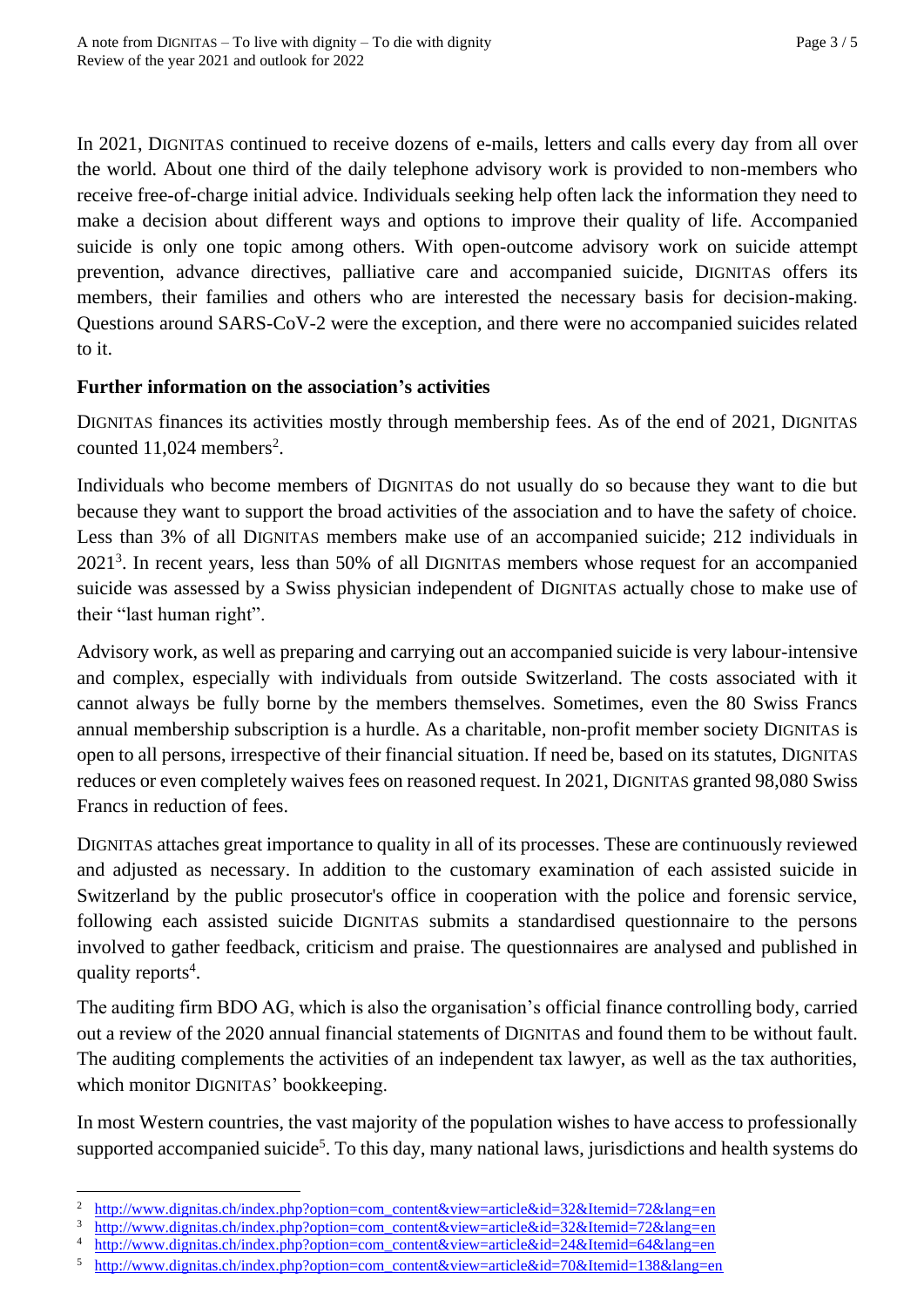In 2021, DIGNITAS continued to receive dozens of e-mails, letters and calls every day from all over the world. About one third of the daily telephone advisory work is provided to non-members who receive free-of-charge initial advice. Individuals seeking help often lack the information they need to make a decision about different ways and options to improve their quality of life. Accompanied suicide is only one topic among others. With open-outcome advisory work on suicide attempt prevention, advance directives, palliative care and accompanied suicide, DIGNITAS offers its members, their families and others who are interested the necessary basis for decision-making. Questions around SARS-CoV-2 were the exception, and there were no accompanied suicides related to it.

**Further information on the association's activities**

DIGNITAS finances its activities mostly through membership fees. As of the end of 2021, DIGNITAS counted 11,024 members[2].

Individuals who become members of DIGNITAS do not usually do so because they want to die but because they want to support the broad activities of the association and to have the safety of choice. Less than 3% of all DIGNITAS members make use of an accompanied suicide; 212 individuals in 2021[3]. In recent years, less than 50% of all DIGNITAS members whose request for an accompanied suicide was assessed by a Swiss physician independent of DIGNITAS actually chose to make use of their "last human right".

Advisory work, as well as preparing and carrying out an accompanied suicide is very labour-intensive and complex, especially with individuals from outside Switzerland. The costs associated with it cannot always be fully borne by the members themselves. Sometimes, even the 80 Swiss Francs annual membership subscription is a hurdle. As a charitable, non-profit member society DIGNITAS is open to all persons, irrespective of their financial situation. If need be, based on its statutes, DIGNITAS reduces or even completely waives fees on reasoned request. In 2021, DIGNITAS granted 98,080 Swiss Francs in reduction of fees.

DIGNITAS attaches great importance to quality in all of its processes. These are continuously reviewed and adjusted as necessary. In addition to the customary examination of each assisted suicide in Switzerland by the public prosecutor's office in cooperation with the police and forensic service, following each assisted suicide DIGNITAS submits a standardised questionnaire to the persons involved to gather feedback, criticism and praise. The questionnaires are analysed and published in quality reports[4].

The auditing firm BDO AG, which is also the organisation's official finance controlling body, carried out a review of the 2020 annual financial statements of DIGNITAS and found them to be without fault. The auditing complements the activities of an independent tax lawyer, as well as the tax authorities, which monitor DIGNITAS' bookkeeping.

In most Western countries, the vast majority of the population wishes to have access to professionally supported accompanied suicide[5]. To this day, many national laws, jurisdictions and health systems do

---

[2] http://www.dignitas.ch/index.php?option=com_content&view=article&id=32&Itemid=72&lang=en

[3] http://www.dignitas.ch/index.php?option=com_content&view=article&id=32&Itemid=72&lang=en

[4] http://www.dignitas.ch/index.php?option=com_content&view=article&id=24&Itemid=64&lang=en

[5] http://www.dignitas.ch/index.php?option=com_content&view=article&id=70&Itemid=138&lang=en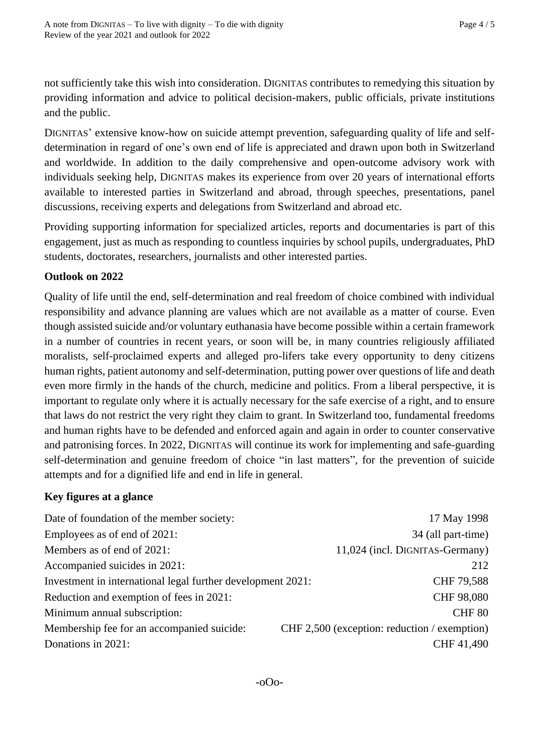not sufficiently take this wish into consideration. DIGNITAS contributes to remedying this situation by providing information and advice to political decision-makers, public officials, private institutions and the public.

DIGNITAS' extensive know-how on suicide attempt prevention, safeguarding quality of life and self-determination in regard of one's own end of life is appreciated and drawn upon both in Switzerland and worldwide. In addition to the daily comprehensive and open-outcome advisory work with individuals seeking help, DIGNITAS makes its experience from over 20 years of international efforts available to interested parties in Switzerland and abroad, through speeches, presentations, panel discussions, receiving experts and delegations from Switzerland and abroad etc.

Providing supporting information for specialized articles, reports and documentaries is part of this engagement, just as much as responding to countless inquiries by school pupils, undergraduates, PhD students, doctorates, researchers, journalists and other interested parties.

**Outlook on 2022**

Quality of life until the end, self-determination and real freedom of choice combined with individual responsibility and advance planning are values which are not available as a matter of course. Even though assisted suicide and/or voluntary euthanasia have become possible within a certain framework in a number of countries in recent years, or soon will be, in many countries religiously affiliated moralists, self-proclaimed experts and alleged pro-lifers take every opportunity to deny citizens human rights, patient autonomy and self-determination, putting power over questions of life and death even more firmly in the hands of the church, medicine and politics. From a liberal perspective, it is important to regulate only where it is actually necessary for the safe exercise of a right, and to ensure that laws do not restrict the very right they claim to grant. In Switzerland too, fundamental freedoms and human rights have to be defended and enforced again and again in order to counter conservative and patronising forces. In 2022, DIGNITAS will continue its work for implementing and safe-guarding self-determination and genuine freedom of choice "in last matters", for the prevention of suicide attempts and for a dignified life and end in life in general.

**Key figures at a glance**

| | |
|---|---|
| Date of foundation of the member society: | 17 May 1998 |
| Employees as of end of 2021: | 34 (all part-time) |
| Members as of end of 2021: | 11,024 (incl. DIGNITAS-Germany) |
| Accompanied suicides in 2021: | 212 |
| Investment in international legal further development 2021: | CHF 79,588 |
| Reduction and exemption of fees in 2021: | CHF 98,080 |
| Minimum annual subscription: | CHF 80 |
| Membership fee for an accompanied suicide: | CHF 2,500 (exception: reduction / exemption) |
| Donations in 2021: | CHF 41,490 |

-oOo-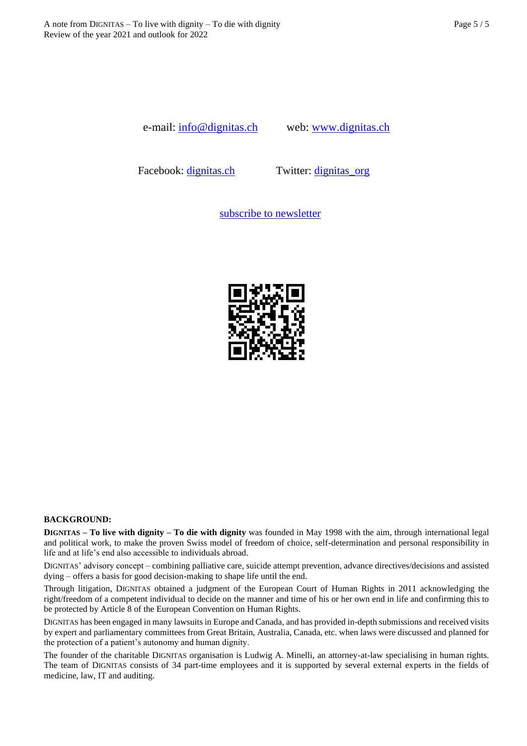e-mail: [info@dignitas.ch](mailto:info@dignitas.ch)    web: [www.dignitas.ch](http://www.dignitas.ch)

Facebook: [dignitas.ch](https://www.facebook.com/dignitas.ch)    Twitter: [dignitas_org](https://twitter.com/dignitas_org)

subscribe to newsletter

**BACKGROUND:**

**DIGNITAS – To live with dignity – To die with dignity** was founded in May 1998 with the aim, through international legal and political work, to make the proven Swiss model of freedom of choice, self-determination and personal responsibility in life and at life's end also accessible to individuals abroad.

DIGNITAS' advisory concept – combining palliative care, suicide attempt prevention, advance directives/decisions and assisted dying – offers a basis for good decision-making to shape life until the end.

Through litigation, DIGNITAS obtained a judgment of the European Court of Human Rights in 2011 acknowledging the right/freedom of a competent individual to decide on the manner and time of his or her own end in life and confirming this to be protected by Article 8 of the European Convention on Human Rights.

DIGNITAS has been engaged in many lawsuits in Europe and Canada, and has provided in-depth submissions and received visits by expert and parliamentary committees from Great Britain, Australia, Canada, etc. when laws were discussed and planned for the protection of a patient's autonomy and human dignity.

The founder of the charitable DIGNITAS organisation is Ludwig A. Minelli, an attorney-at-law specialising in human rights. The team of DIGNITAS consists of 34 part-time employees and it is supported by several external experts in the fields of medicine, law, IT and auditing.